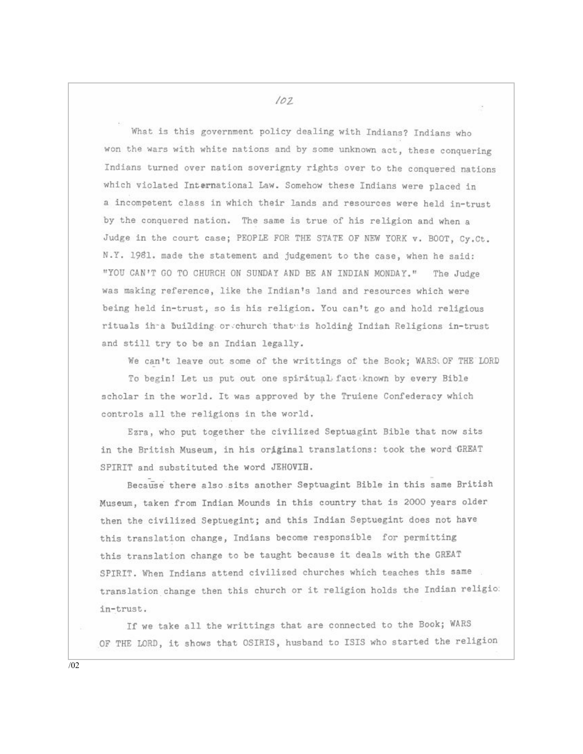What is this government policy dealing with Indians? Indians who won the wars with white nations and by some unknown act, these conquering Indians turned over nation soverignty rights over to the conquered nations which violated International Law. Somehow these Indians were placed in a incompetent class in which their lands and resources were held in-trust by the conquered nation. The same is true of his religion and when a Judge in the court case; PEOPLE FOR THE STATE OF NEW YORK v. BOOT, Cy.Ct. N.Y. 1981. made the statement and judgement to the case, when he said: "YOU CAN'T GO TO CHURCH ON SUNDAY AND BE AN INDIAN MONDAY." The Judge was making reference, like the Indian's land and resources which were being held in-trust, so is his religion. You can't go and hold religious rituals in a building or church that is holding Indian Religions in-trust and still try to be an Indian legally.

We can't leave out some of the writtings of the Book; WARS OF THE LORD

To begin! Let us put out one spiritual fact known by every Bible scholar in the world. It was approved by the Truiene Confederacy which controls all the religions in the world.

Ezra, who put together the civilized Septuagint Bible that now sits in the British Museum, in his original translations: took the word GREAT SPIRIT and substituted the word JEHOVIH.

Because there also sits another Septuagint Bible in this same British Museum, taken from Indian Mounds in this country that is 2000 years older then the civilized Septuegint; and this Indian Septuegint does not have this translation change, Indians become responsible for permitting this translation change to be taught because it deals with the GREAT SPIRIT. When Indians attend civilized churches which teaches this same translation change then this church or it religion holds the Indian religio in-trust.

If we take all the writtings that are connected to the Book; WARS OF THE LORD, it shows that OSIRIS, husband to ISIS who started the religion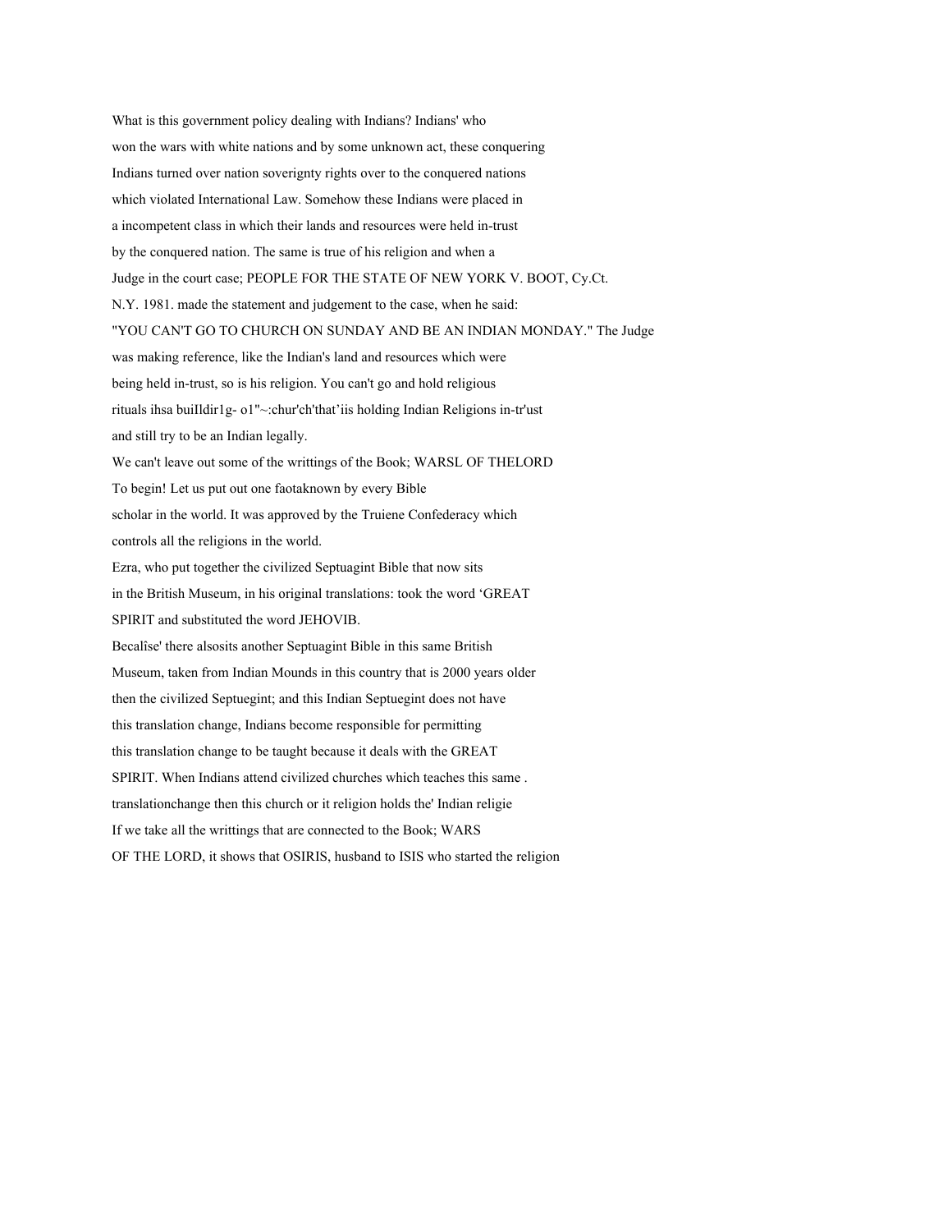What is this government policy dealing with Indians? Indians' who won the wars with white nations and by some unknown act, these conquering Indians turned over nation soverignty rights over to the conquered nations which violated International Law. Somehow these Indians were placed in a incompetent class in which their lands and resources were held in-trust by the conquered nation. The same is true of his religion and when a Judge in the court case; PEOPLE FOR THE STATE OF NEW YORK V. BOOT, Cy.Ct. N.Y. 1981. made the statement and judgement to the case, when he said: "YOU CAN'T GO TO CHURCH ON SUNDAY AND BE AN INDIAN MONDAY." The Judge was making reference, like the Indian's land and resources which were being held in-trust, so is his religion. You can't go and hold religious rituals ihsa buiIldir1g- o1"~:chur'ch'that'iis holding Indian Religions in-tr'ust and still try to be an Indian legally.

We can't leave out some of the writtings of the Book; WARSL OF THELORD To begin! Let us put out one faotaknown by every Bible scholar in the world. It was approved by the Truiene Confederacy which controls all the religions in the world.

Ezra, who put together the civilized Septuagint Bible that now sits in the British Museum, in his original translations: took the word 'GREAT SPIRIT and substituted the word JEHOVIB.

Becalîse' there alsosits another Septuagint Bible in this same British Museum, taken from Indian Mounds in this country that is 2000 years older then the civilized Septuegint; and this Indian Septuegint does not have this translation change, Indians become responsible for permitting this translation change to be taught because it deals with the GREAT SPIRIT. When Indians attend civilized churches which teaches this same . translationchange then this church or it religion holds the' Indian religie

If we take all the writtings that are connected to the Book; WARS OF THE LORD, it shows that OSIRIS, husband to ISIS who started the religion